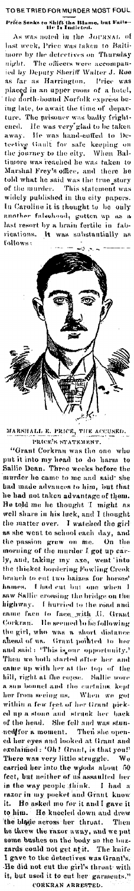# TO BE TRIED FOR MURDER MOST FOUL.

**Price Seeks to Shift the Blame, but Fails—He Is Indicted.**

As was noted in the JOURNAL of last week, Price was taken to Baltimore by the detectives on Thursday night. The officers were accompanied by Deputy Sheriff Walter J. Roe as far as Harrington. Price was placed in an upper room of a hotel, the north-bound Norfolk express being late, to await the time of departure. The prisoner was badly frightened. He was very glad to be taken away. He was hand-cuffed to Detective Gault for safe keeping on the journey to the city. When Baltimore was reached he was taken to Marshal Frey's office, and there he told what he said was the true story of the murder. This statement was widely published in the city papers. In Caroline it is thought to be only another falsehood, gotten up as a last resort by a brain fertile in fabrications. It was substantially as follows:

MARSHALL E. PRICE, THE ACCUSED.

## PRICE'S STATEMENT.

"Grant Corkran was the one who put it into my head to do harm to Sallie Dean. Three weeks before the murder he came to me and said she had made advances to him, but that he had not taken advantage of them. He told me he thought I might as well share in his luck, and I thought the matter over. I watched the girl as she went to school each day, and the passion grew on me. On the morning of the murder I got up early, and, taking my axe, went into the thicket bordering Fowling Creek branch to cut two baizes for horses' hames. I had cut but one when I saw Sallie crossing the bridge on the highway. I hurried to the road and came face to face with E. Grant Corkran. He seemed to be following the girl, who was a short distance ahead of us. Grant pointed to her and said: 'This is our opportunity.' Then we both started after her and came up with her at the top of the hill, right at the copse. Sallie wore a sun bonnet and the curtains kept her from seeing us. When we got within a few feet of her Grant picked up a stone and struck her back of the head. She fell and was stunned for a moment. Then she opened her eyes and looked at Grant and exclaimed: 'Oh! Grant, is that you!' There was very little struggle. We carried her into the woods about 50 feet, but neither of us assaulted her in the way people think. I had a razor in my pocket and Grant knew it. He asked me for it and I gave it to him. He kneeled down and drew the blade across her throat. Then he threw the razor away, and we put some bushes on the body so the buzzards could not get at it. The knife I gave to the detectives was Grant's. He did not cut the girl's throat with it, but used it to cut her garments."

## CORKRAN ARRESTED.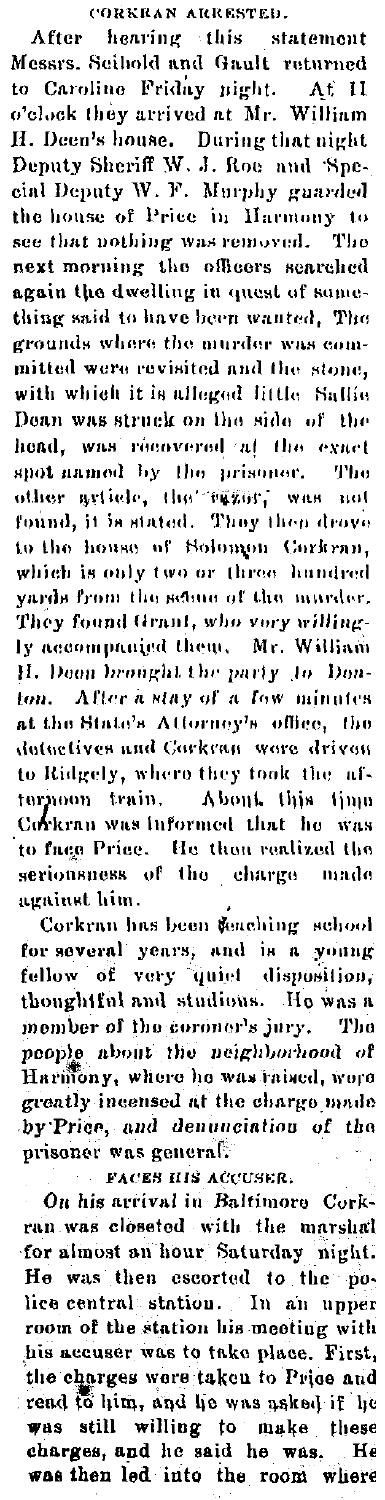### CORKRAN ARRESTED.

After hearing this statement Messrs. Seibold and Gault returned to Caroline Friday night. At 11 o'clock they arrived at Mr. William H. Deen's house. During that night Deputy Sheriff W. J. Roe and Special Deputy W. F. Murphy guarded the house of Price in Harmony to see that nothing was removed. The next morning the officers searched again the dwelling in quest of something said to have been wanted. The grounds where the murder was committed were revisited and the stone, with which it is alleged little Sallie Dean was struck on the side of the head, was recovered at the exact spot named by the prisoner. The other article, the razor, was not found, it is stated. They then drove to the house of Solomon Corkran, which is only two or three hundred yards from the scene of the murder. They found Grant, *who very willingly accompanied them.* Mr. William H. Deen *brought the party to Denton.* After a stay of a few minutes at the State's Attorney's office, the detectives and Corkran were driven to Ridgely, where they took the afternoon train. About this time Corkran was informed that he was to face Price. He then realized the seriousness of the charge made against him.

Corkran has been teaching school for several years, and is a young fellow of very quiet disposition, thoughtful and studious. He was a member of the coroner's jury. The *people about the neighborhood of* Harmony, where he was raised, were *greatly incensed at the charge made by Price, and denunciation of the* prisoner was general.

### FACES HIS ACCUSER.

*On his arrival in Baltimore* Corkran was closeted with the marshal for almost an hour Saturday night. He was then escorted to the police central station. In an upper room of the station his meeting with his accuser was to take place. First, the charges were taken to Price and read to him, and he was asked if he was still willing to make these charges, and he said he was. He was then led into the room where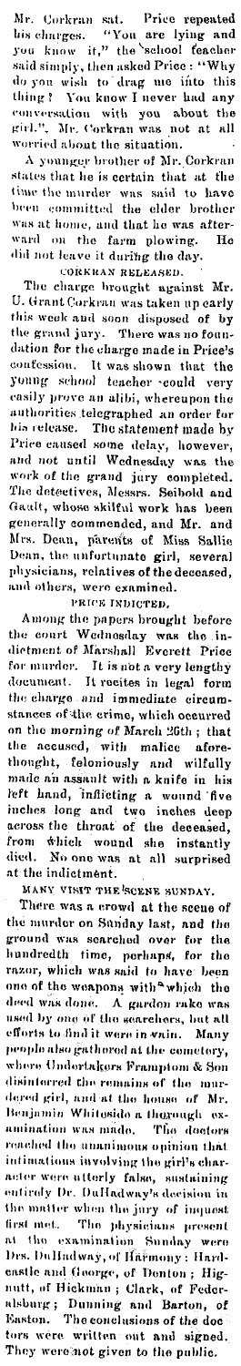Mr. Corkran sat. Price repeated his charges. "You are lying and you know it," the school teacher said simply, then asked Price: "Why do you wish to drag me into this thing? You know I never had any conversation with you about the girl." Mr. Corkran was not at all worried about the situation.

A younger brother of Mr. Corkran states that he is certain that at the time the murder was said to have been committed the elder brother was at home, and that he was afterward on the farm plowing. He did not leave it during the day.

### CORKRAN RELEASED.

The charge brought against Mr. U. Grant Corkran was taken up early this week and soon disposed of by the grand jury. There was no foundation for the charge made in Price's confession. It was shown that the young school teacher could very easily prove an alibi, whereupon the authorities telegraphed an order for his release. The statement made by Price caused some delay, however, and not until Wednesday was the work of the grand jury completed. The detectives, Messrs. Seibold and Gault, whose skilful work has been generally commended, and Mr. and Mrs. Dean, parents of Miss Sallie Dean, the unfortunate girl, several physicians, relatives of the deceased, and others, were examined.

### PRICE INDICTED.

Among the papers brought before the court Wednesday was the indictment of Marshall Everett Price for murder. It is not a very lengthy document. It recites in legal form the charge and immediate circumstances of the crime, which occurred on the morning of March 26th; that the accused, with malice aforethought, feloniously and wilfully made an assault with a knife in his left hand, inflicting a wound five inches long and two inches deep across the throat of the deceased, from which wound she instantly died. No one was at all surprised at the indictment.

### MANY VISIT THE SCENE SUNDAY.

There was a crowd at the scene of the murder on Sunday last, and the ground was searched over for the hundredth time, perhaps, for the razor, which was said to have been one of the weapons with which the deed was done. A garden rake was used by one of the searchers, but all efforts to find it were in vain. Many people also gathered at the cemetery, where Undertakers Frampton & Son disinterred the remains of the murdered girl, and at the house of Mr. Benjamin Whiteside a thorough examination was made. The doctors reached the unanimous opinion that intimations involving the girl's character were utterly false, sustaining entirely Dr. DuHadway's decision in the matter when the jury of inquest first met. The physicians present at the examination Sunday were Drs. DuHadway, of Harmony; Hardcastle and George, of Denton; Hignutt, of Hickman; Clark, of Federalsburg; Dunning and Barton, of Easton. The conclusions of the doctors were written out and signed. They were not given to the public.